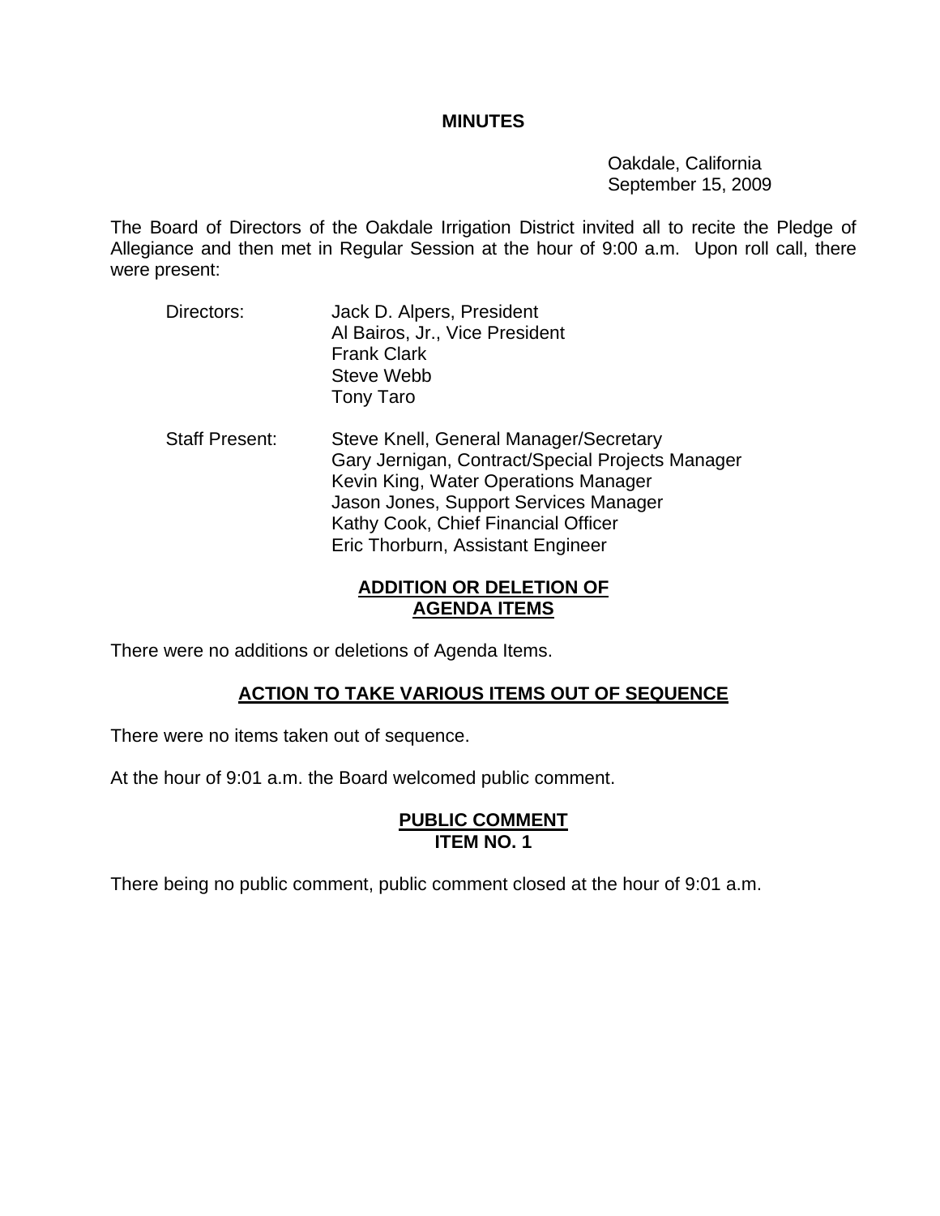**MINUTES**

Oakdale, California
September 15, 2009

The Board of Directors of the Oakdale Irrigation District invited all to recite the Pledge of Allegiance and then met in Regular Session at the hour of 9:00 a.m. Upon roll call, there were present:

Directors: Jack D. Alpers, President
Al Bairos, Jr., Vice President
Frank Clark
Steve Webb
Tony Taro

Staff Present: Steve Knell, General Manager/Secretary
Gary Jernigan, Contract/Special Projects Manager
Kevin King, Water Operations Manager
Jason Jones, Support Services Manager
Kathy Cook, Chief Financial Officer
Eric Thorburn, Assistant Engineer

**ADDITION OR DELETION OF AGENDA ITEMS**

There were no additions or deletions of Agenda Items.

**ACTION TO TAKE VARIOUS ITEMS OUT OF SEQUENCE**

There were no items taken out of sequence.

At the hour of 9:01 a.m. the Board welcomed public comment.

**PUBLIC COMMENT**
**ITEM NO. 1**

There being no public comment, public comment closed at the hour of 9:01 a.m.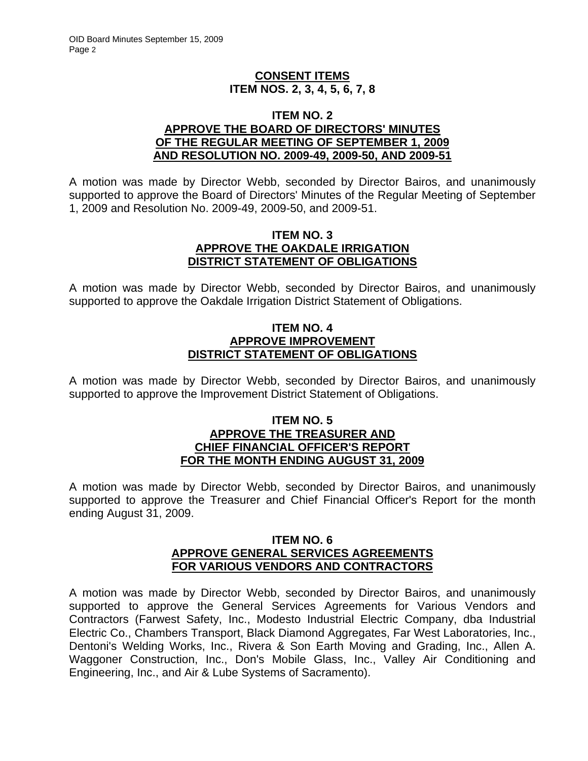## CONSENT ITEMS
## ITEM NOS. 2, 3, 4, 5, 6, 7, 8

### ITEM NO. 2
### APPROVE THE BOARD OF DIRECTORS' MINUTES OF THE REGULAR MEETING OF SEPTEMBER 1, 2009 AND RESOLUTION NO. 2009-49, 2009-50, AND 2009-51

A motion was made by Director Webb, seconded by Director Bairos, and unanimously supported to approve the Board of Directors' Minutes of the Regular Meeting of September 1, 2009 and Resolution No. 2009-49, 2009-50, and 2009-51.

### ITEM NO. 3
### APPROVE THE OAKDALE IRRIGATION DISTRICT STATEMENT OF OBLIGATIONS

A motion was made by Director Webb, seconded by Director Bairos, and unanimously supported to approve the Oakdale Irrigation District Statement of Obligations.

### ITEM NO. 4
### APPROVE IMPROVEMENT DISTRICT STATEMENT OF OBLIGATIONS

A motion was made by Director Webb, seconded by Director Bairos, and unanimously supported to approve the Improvement District Statement of Obligations.

### ITEM NO. 5
### APPROVE THE TREASURER AND CHIEF FINANCIAL OFFICER'S REPORT FOR THE MONTH ENDING AUGUST 31, 2009

A motion was made by Director Webb, seconded by Director Bairos, and unanimously supported to approve the Treasurer and Chief Financial Officer's Report for the month ending August 31, 2009.

### ITEM NO. 6
### APPROVE GENERAL SERVICES AGREEMENTS FOR VARIOUS VENDORS AND CONTRACTORS

A motion was made by Director Webb, seconded by Director Bairos, and unanimously supported to approve the General Services Agreements for Various Vendors and Contractors (Farwest Safety, Inc., Modesto Industrial Electric Company, dba Industrial Electric Co., Chambers Transport, Black Diamond Aggregates, Far West Laboratories, Inc., Dentoni's Welding Works, Inc., Rivera & Son Earth Moving and Grading, Inc., Allen A. Waggoner Construction, Inc., Don's Mobile Glass, Inc., Valley Air Conditioning and Engineering, Inc., and Air & Lube Systems of Sacramento).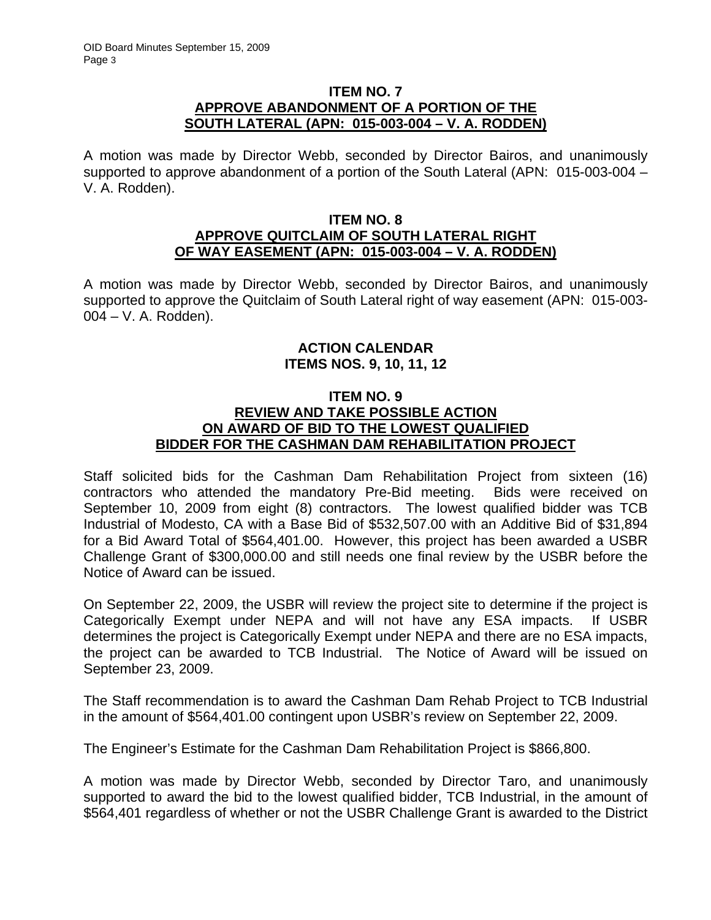### ITEM NO. 7
### APPROVE ABANDONMENT OF A PORTION OF THE SOUTH LATERAL (APN: 015-003-004 – V. A. RODDEN)

A motion was made by Director Webb, seconded by Director Bairos, and unanimously supported to approve abandonment of a portion of the South Lateral (APN: 015-003-004 – V. A. Rodden).

### ITEM NO. 8
### APPROVE QUITCLAIM OF SOUTH LATERAL RIGHT OF WAY EASEMENT (APN: 015-003-004 – V. A. RODDEN)

A motion was made by Director Webb, seconded by Director Bairos, and unanimously supported to approve the Quitclaim of South Lateral right of way easement (APN: 015-003-004 – V. A. Rodden).

## ACTION CALENDAR
## ITEMS NOS. 9, 10, 11, 12

### ITEM NO. 9
### REVIEW AND TAKE POSSIBLE ACTION ON AWARD OF BID TO THE LOWEST QUALIFIED BIDDER FOR THE CASHMAN DAM REHABILITATION PROJECT

Staff solicited bids for the Cashman Dam Rehabilitation Project from sixteen (16) contractors who attended the mandatory Pre-Bid meeting. Bids were received on September 10, 2009 from eight (8) contractors. The lowest qualified bidder was TCB Industrial of Modesto, CA with a Base Bid of $532,507.00 with an Additive Bid of $31,894 for a Bid Award Total of $564,401.00. However, this project has been awarded a USBR Challenge Grant of $300,000.00 and still needs one final review by the USBR before the Notice of Award can be issued.

On September 22, 2009, the USBR will review the project site to determine if the project is Categorically Exempt under NEPA and will not have any ESA impacts. If USBR determines the project is Categorically Exempt under NEPA and there are no ESA impacts, the project can be awarded to TCB Industrial. The Notice of Award will be issued on September 23, 2009.

The Staff recommendation is to award the Cashman Dam Rehab Project to TCB Industrial in the amount of $564,401.00 contingent upon USBR's review on September 22, 2009.

The Engineer's Estimate for the Cashman Dam Rehabilitation Project is $866,800.

A motion was made by Director Webb, seconded by Director Taro, and unanimously supported to award the bid to the lowest qualified bidder, TCB Industrial, in the amount of $564,401 regardless of whether or not the USBR Challenge Grant is awarded to the District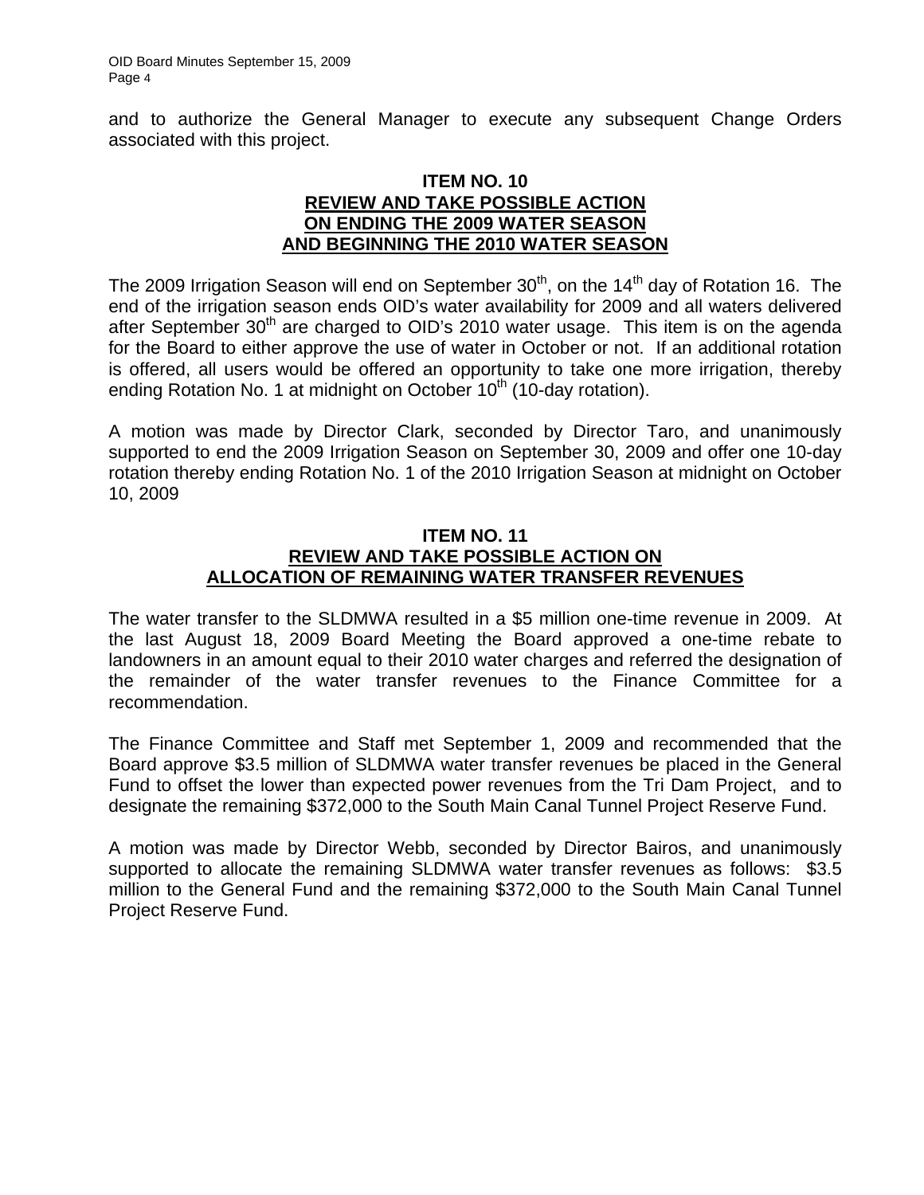and to authorize the General Manager to execute any subsequent Change Orders associated with this project.

### ITEM NO. 10
### REVIEW AND TAKE POSSIBLE ACTION ON ENDING THE 2009 WATER SEASON AND BEGINNING THE 2010 WATER SEASON

The 2009 Irrigation Season will end on September 30th, on the 14th day of Rotation 16. The end of the irrigation season ends OID's water availability for 2009 and all waters delivered after September 30th are charged to OID's 2010 water usage. This item is on the agenda for the Board to either approve the use of water in October or not. If an additional rotation is offered, all users would be offered an opportunity to take one more irrigation, thereby ending Rotation No. 1 at midnight on October 10th (10-day rotation).

A motion was made by Director Clark, seconded by Director Taro, and unanimously supported to end the 2009 Irrigation Season on September 30, 2009 and offer one 10-day rotation thereby ending Rotation No. 1 of the 2010 Irrigation Season at midnight on October 10, 2009

### ITEM NO. 11
### REVIEW AND TAKE POSSIBLE ACTION ON ALLOCATION OF REMAINING WATER TRANSFER REVENUES

The water transfer to the SLDMWA resulted in a $5 million one-time revenue in 2009. At the last August 18, 2009 Board Meeting the Board approved a one-time rebate to landowners in an amount equal to their 2010 water charges and referred the designation of the remainder of the water transfer revenues to the Finance Committee for a recommendation.

The Finance Committee and Staff met September 1, 2009 and recommended that the Board approve $3.5 million of SLDMWA water transfer revenues be placed in the General Fund to offset the lower than expected power revenues from the Tri Dam Project, and to designate the remaining $372,000 to the South Main Canal Tunnel Project Reserve Fund.

A motion was made by Director Webb, seconded by Director Bairos, and unanimously supported to allocate the remaining SLDMWA water transfer revenues as follows: $3.5 million to the General Fund and the remaining $372,000 to the South Main Canal Tunnel Project Reserve Fund.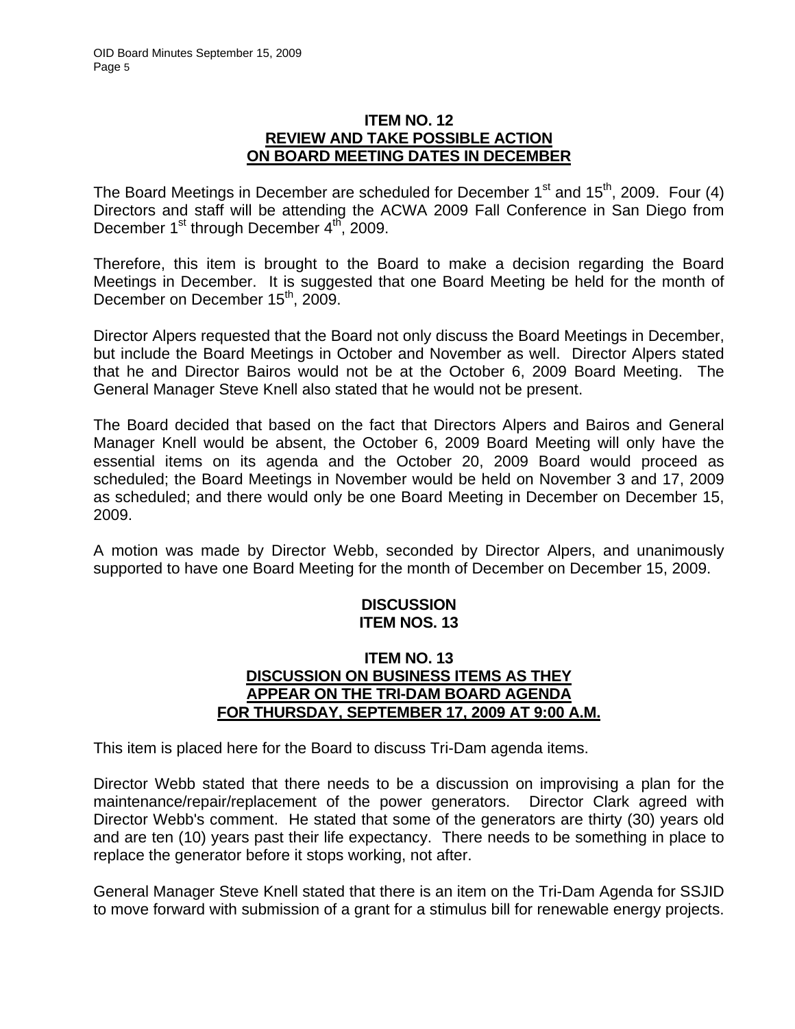**ITEM NO. 12**
**REVIEW AND TAKE POSSIBLE ACTION ON BOARD MEETING DATES IN DECEMBER**

The Board Meetings in December are scheduled for December 1st and 15th, 2009. Four (4) Directors and staff will be attending the ACWA 2009 Fall Conference in San Diego from December 1st through December 4th, 2009.

Therefore, this item is brought to the Board to make a decision regarding the Board Meetings in December. It is suggested that one Board Meeting be held for the month of December on December 15th, 2009.

Director Alpers requested that the Board not only discuss the Board Meetings in December, but include the Board Meetings in October and November as well. Director Alpers stated that he and Director Bairos would not be at the October 6, 2009 Board Meeting. The General Manager Steve Knell also stated that he would not be present.

The Board decided that based on the fact that Directors Alpers and Bairos and General Manager Knell would be absent, the October 6, 2009 Board Meeting will only have the essential items on its agenda and the October 20, 2009 Board would proceed as scheduled; the Board Meetings in November would be held on November 3 and 17, 2009 as scheduled; and there would only be one Board Meeting in December on December 15, 2009.

A motion was made by Director Webb, seconded by Director Alpers, and unanimously supported to have one Board Meeting for the month of December on December 15, 2009.

**DISCUSSION**
**ITEM NOS. 13**

**ITEM NO. 13**
**DISCUSSION ON BUSINESS ITEMS AS THEY APPEAR ON THE TRI-DAM BOARD AGENDA FOR THURSDAY, SEPTEMBER 17, 2009 AT 9:00 A.M.**

This item is placed here for the Board to discuss Tri-Dam agenda items.

Director Webb stated that there needs to be a discussion on improvising a plan for the maintenance/repair/replacement of the power generators. Director Clark agreed with Director Webb's comment. He stated that some of the generators are thirty (30) years old and are ten (10) years past their life expectancy. There needs to be something in place to replace the generator before it stops working, not after.

General Manager Steve Knell stated that there is an item on the Tri-Dam Agenda for SSJID to move forward with submission of a grant for a stimulus bill for renewable energy projects.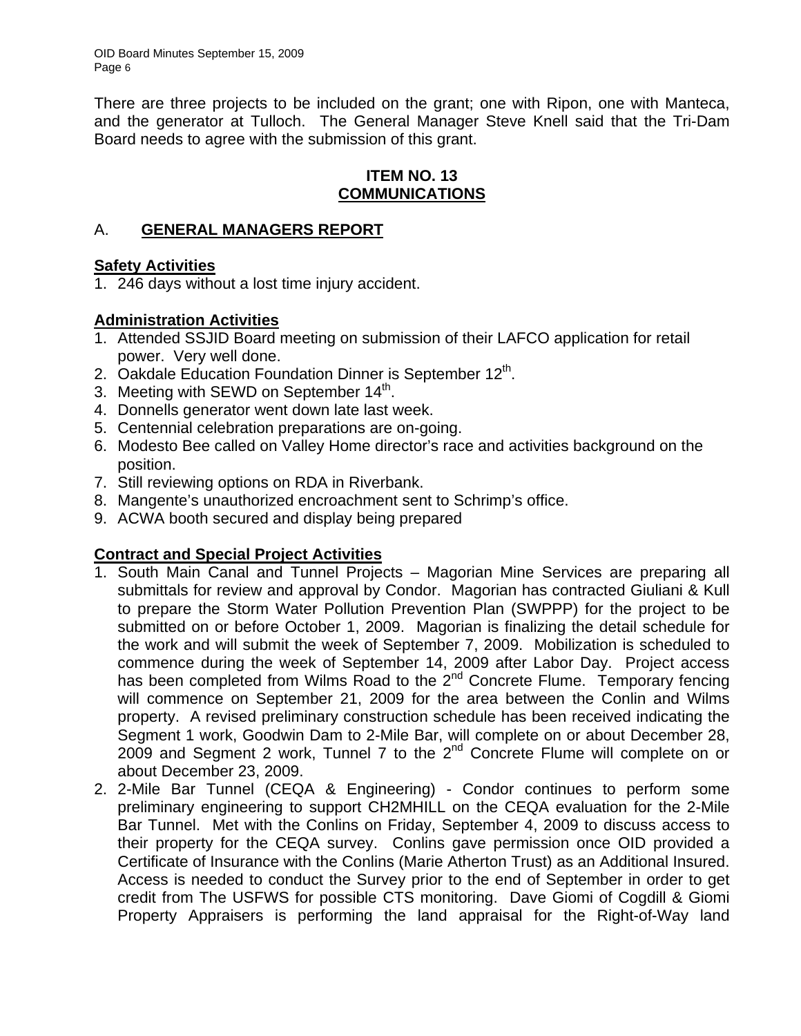There are three projects to be included on the grant; one with Ripon, one with Manteca, and the generator at Tulloch. The General Manager Steve Knell said that the Tri-Dam Board needs to agree with the submission of this grant.

## ITEM NO. 13
## COMMUNICATIONS

### A. GENERAL MANAGERS REPORT

**Safety Activities**

1. 246 days without a lost time injury accident.

**Administration Activities**

1. Attended SSJID Board meeting on submission of their LAFCO application for retail power. Very well done.
2. Oakdale Education Foundation Dinner is September 12th.
3. Meeting with SEWD on September 14th.
4. Donnells generator went down late last week.
5. Centennial celebration preparations are on-going.
6. Modesto Bee called on Valley Home director's race and activities background on the position.
7. Still reviewing options on RDA in Riverbank.
8. Mangente's unauthorized encroachment sent to Schrimp's office.
9. ACWA booth secured and display being prepared

**Contract and Special Project Activities**

1. South Main Canal and Tunnel Projects – Magorian Mine Services are preparing all submittals for review and approval by Condor. Magorian has contracted Giuliani & Kull to prepare the Storm Water Pollution Prevention Plan (SWPPP) for the project to be submitted on or before October 1, 2009. Magorian is finalizing the detail schedule for the work and will submit the week of September 7, 2009. Mobilization is scheduled to commence during the week of September 14, 2009 after Labor Day. Project access has been completed from Wilms Road to the 2nd Concrete Flume. Temporary fencing will commence on September 21, 2009 for the area between the Conlin and Wilms property. A revised preliminary construction schedule has been received indicating the Segment 1 work, Goodwin Dam to 2-Mile Bar, will complete on or about December 28, 2009 and Segment 2 work, Tunnel 7 to the 2nd Concrete Flume will complete on or about December 23, 2009.
2. 2-Mile Bar Tunnel (CEQA & Engineering) - Condor continues to perform some preliminary engineering to support CH2MHILL on the CEQA evaluation for the 2-Mile Bar Tunnel. Met with the Conlins on Friday, September 4, 2009 to discuss access to their property for the CEQA survey. Conlins gave permission once OID provided a Certificate of Insurance with the Conlins (Marie Atherton Trust) as an Additional Insured. Access is needed to conduct the Survey prior to the end of September in order to get credit from The USFWS for possible CTS monitoring. Dave Giomi of Cogdill & Giomi Property Appraisers is performing the land appraisal for the Right-of-Way land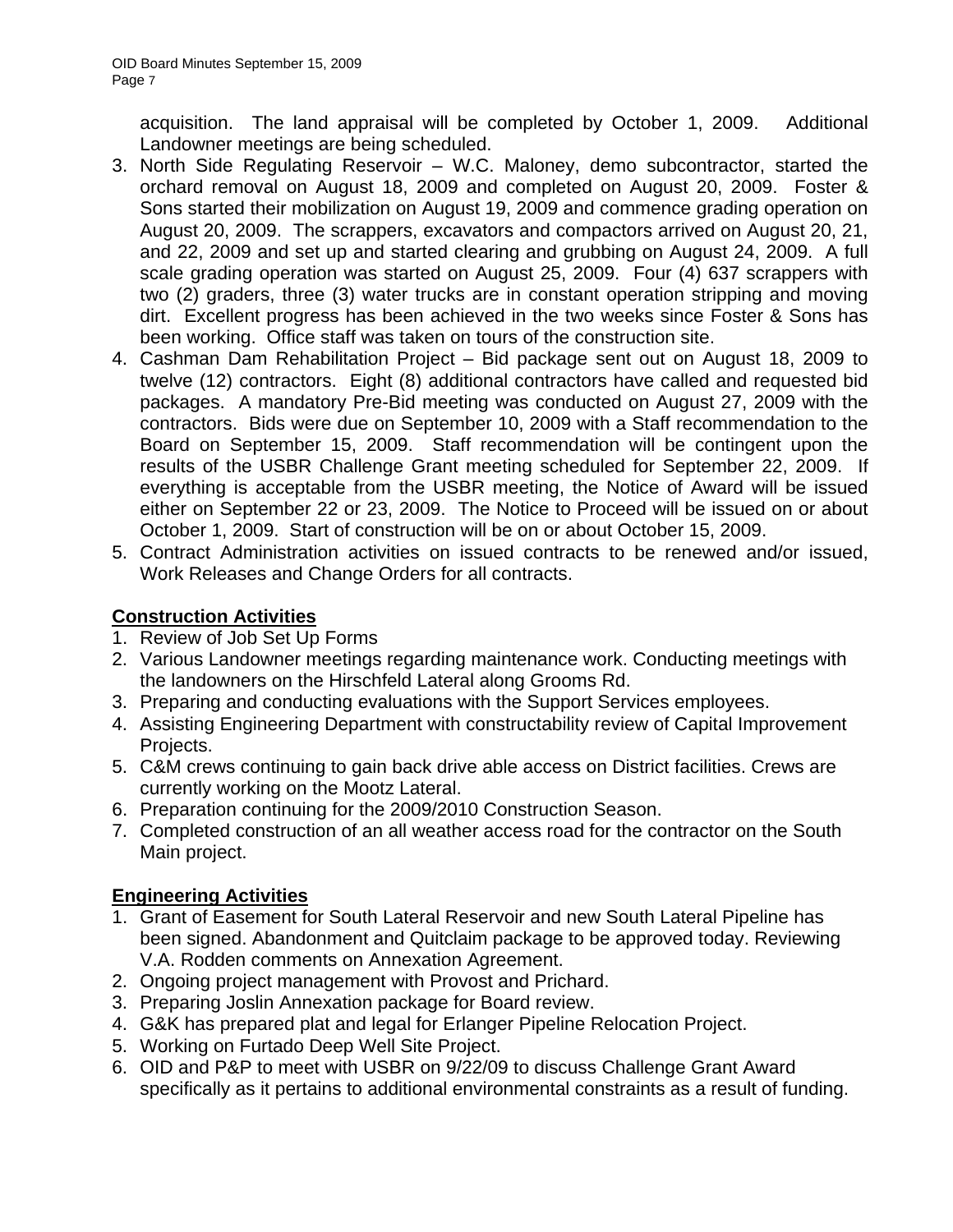acquisition. The land appraisal will be completed by October 1, 2009. Additional Landowner meetings are being scheduled.

3. North Side Regulating Reservoir – W.C. Maloney, demo subcontractor, started the orchard removal on August 18, 2009 and completed on August 20, 2009. Foster & Sons started their mobilization on August 19, 2009 and commence grading operation on August 20, 2009. The scrappers, excavators and compactors arrived on August 20, 21, and 22, 2009 and set up and started clearing and grubbing on August 24, 2009. A full scale grading operation was started on August 25, 2009. Four (4) 637 scrappers with two (2) graders, three (3) water trucks are in constant operation stripping and moving dirt. Excellent progress has been achieved in the two weeks since Foster & Sons has been working. Office staff was taken on tours of the construction site.
4. Cashman Dam Rehabilitation Project – Bid package sent out on August 18, 2009 to twelve (12) contractors. Eight (8) additional contractors have called and requested bid packages. A mandatory Pre-Bid meeting was conducted on August 27, 2009 with the contractors. Bids were due on September 10, 2009 with a Staff recommendation to the Board on September 15, 2009. Staff recommendation will be contingent upon the results of the USBR Challenge Grant meeting scheduled for September 22, 2009. If everything is acceptable from the USBR meeting, the Notice of Award will be issued either on September 22 or 23, 2009. The Notice to Proceed will be issued on or about October 1, 2009. Start of construction will be on or about October 15, 2009.
5. Contract Administration activities on issued contracts to be renewed and/or issued, Work Releases and Change Orders for all contracts.

**Construction Activities**

1. Review of Job Set Up Forms
2. Various Landowner meetings regarding maintenance work. Conducting meetings with the landowners on the Hirschfeld Lateral along Grooms Rd.
3. Preparing and conducting evaluations with the Support Services employees.
4. Assisting Engineering Department with constructability review of Capital Improvement Projects.
5. C&M crews continuing to gain back drive able access on District facilities. Crews are currently working on the Mootz Lateral.
6. Preparation continuing for the 2009/2010 Construction Season.
7. Completed construction of an all weather access road for the contractor on the South Main project.

**Engineering Activities**

1. Grant of Easement for South Lateral Reservoir and new South Lateral Pipeline has been signed. Abandonment and Quitclaim package to be approved today. Reviewing V.A. Rodden comments on Annexation Agreement.
2. Ongoing project management with Provost and Prichard.
3. Preparing Joslin Annexation package for Board review.
4. G&K has prepared plat and legal for Erlanger Pipeline Relocation Project.
5. Working on Furtado Deep Well Site Project.
6. OID and P&P to meet with USBR on 9/22/09 to discuss Challenge Grant Award specifically as it pertains to additional environmental constraints as a result of funding.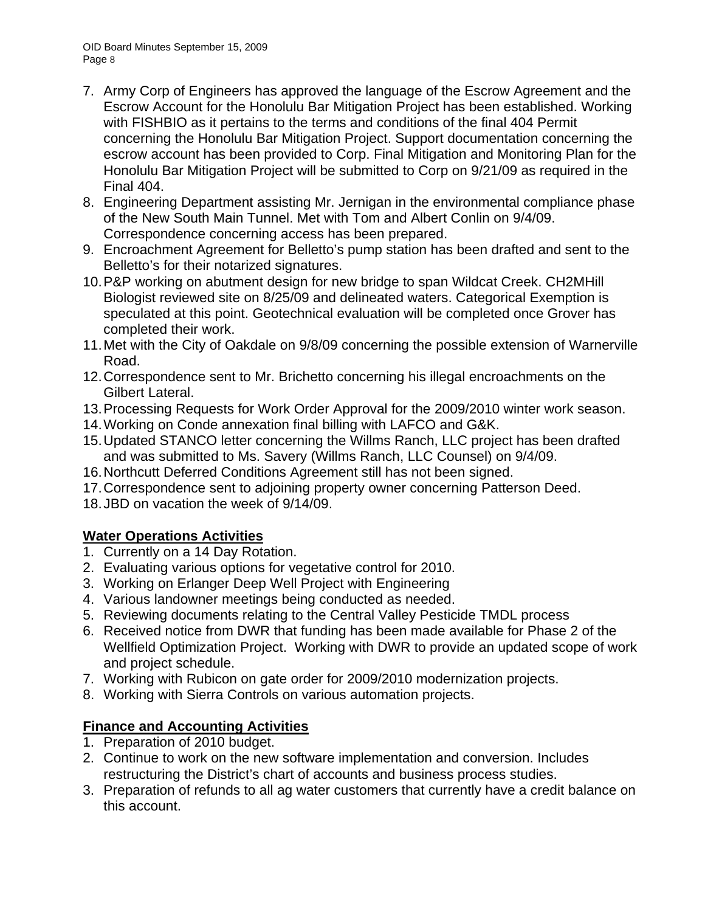7. Army Corp of Engineers has approved the language of the Escrow Agreement and the Escrow Account for the Honolulu Bar Mitigation Project has been established. Working with FISHBIO as it pertains to the terms and conditions of the final 404 Permit concerning the Honolulu Bar Mitigation Project. Support documentation concerning the escrow account has been provided to Corp. Final Mitigation and Monitoring Plan for the Honolulu Bar Mitigation Project will be submitted to Corp on 9/21/09 as required in the Final 404.
8. Engineering Department assisting Mr. Jernigan in the environmental compliance phase of the New South Main Tunnel. Met with Tom and Albert Conlin on 9/4/09. Correspondence concerning access has been prepared.
9. Encroachment Agreement for Belletto's pump station has been drafted and sent to the Belletto's for their notarized signatures.
10. P&P working on abutment design for new bridge to span Wildcat Creek. CH2MHill Biologist reviewed site on 8/25/09 and delineated waters. Categorical Exemption is speculated at this point. Geotechnical evaluation will be completed once Grover has completed their work.
11. Met with the City of Oakdale on 9/8/09 concerning the possible extension of Warnerville Road.
12. Correspondence sent to Mr. Brichetto concerning his illegal encroachments on the Gilbert Lateral.
13. Processing Requests for Work Order Approval for the 2009/2010 winter work season.
14. Working on Conde annexation final billing with LAFCO and G&K.
15. Updated STANCO letter concerning the Willms Ranch, LLC project has been drafted and was submitted to Ms. Savery (Willms Ranch, LLC Counsel) on 9/4/09.
16. Northcutt Deferred Conditions Agreement still has not been signed.
17. Correspondence sent to adjoining property owner concerning Patterson Deed.
18. JBD on vacation the week of 9/14/09.

## Water Operations Activities

1. Currently on a 14 Day Rotation.
2. Evaluating various options for vegetative control for 2010.
3. Working on Erlanger Deep Well Project with Engineering
4. Various landowner meetings being conducted as needed.
5. Reviewing documents relating to the Central Valley Pesticide TMDL process
6. Received notice from DWR that funding has been made available for Phase 2 of the Wellfield Optimization Project. Working with DWR to provide an updated scope of work and project schedule.
7. Working with Rubicon on gate order for 2009/2010 modernization projects.
8. Working with Sierra Controls on various automation projects.

## Finance and Accounting Activities

1. Preparation of 2010 budget.
2. Continue to work on the new software implementation and conversion. Includes restructuring the District's chart of accounts and business process studies.
3. Preparation of refunds to all ag water customers that currently have a credit balance on this account.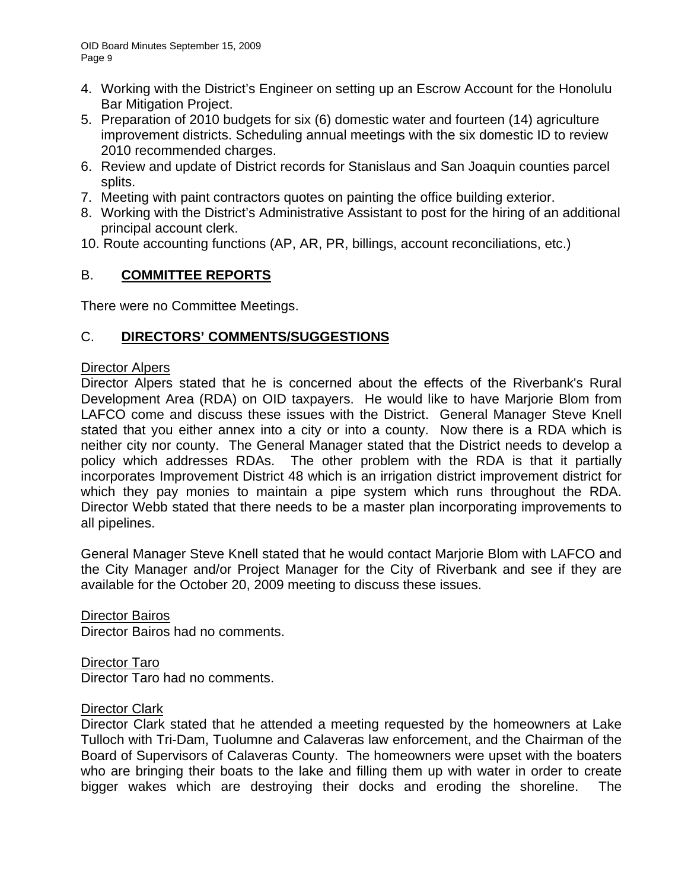4. Working with the District's Engineer on setting up an Escrow Account for the Honolulu Bar Mitigation Project.
5. Preparation of 2010 budgets for six (6) domestic water and fourteen (14) agriculture improvement districts. Scheduling annual meetings with the six domestic ID to review 2010 recommended charges.
6. Review and update of District records for Stanislaus and San Joaquin counties parcel splits.
7. Meeting with paint contractors quotes on painting the office building exterior.
8. Working with the District's Administrative Assistant to post for the hiring of an additional principal account clerk.

10. Route accounting functions (AP, AR, PR, billings, account reconciliations, etc.)

## B. **COMMITTEE REPORTS**

There were no Committee Meetings.

## C. **DIRECTORS' COMMENTS/SUGGESTIONS**

Director Alpers

Director Alpers stated that he is concerned about the effects of the Riverbank's Rural Development Area (RDA) on OID taxpayers. He would like to have Marjorie Blom from LAFCO come and discuss these issues with the District. General Manager Steve Knell stated that you either annex into a city or into a county. Now there is a RDA which is neither city nor county. The General Manager stated that the District needs to develop a policy which addresses RDAs. The other problem with the RDA is that it partially incorporates Improvement District 48 which is an irrigation district improvement district for which they pay monies to maintain a pipe system which runs throughout the RDA. Director Webb stated that there needs to be a master plan incorporating improvements to all pipelines.

General Manager Steve Knell stated that he would contact Marjorie Blom with LAFCO and the City Manager and/or Project Manager for the City of Riverbank and see if they are available for the October 20, 2009 meeting to discuss these issues.

Director Bairos

Director Bairos had no comments.

Director Taro

Director Taro had no comments.

Director Clark

Director Clark stated that he attended a meeting requested by the homeowners at Lake Tulloch with Tri-Dam, Tuolumne and Calaveras law enforcement, and the Chairman of the Board of Supervisors of Calaveras County. The homeowners were upset with the boaters who are bringing their boats to the lake and filling them up with water in order to create bigger wakes which are destroying their docks and eroding the shoreline. The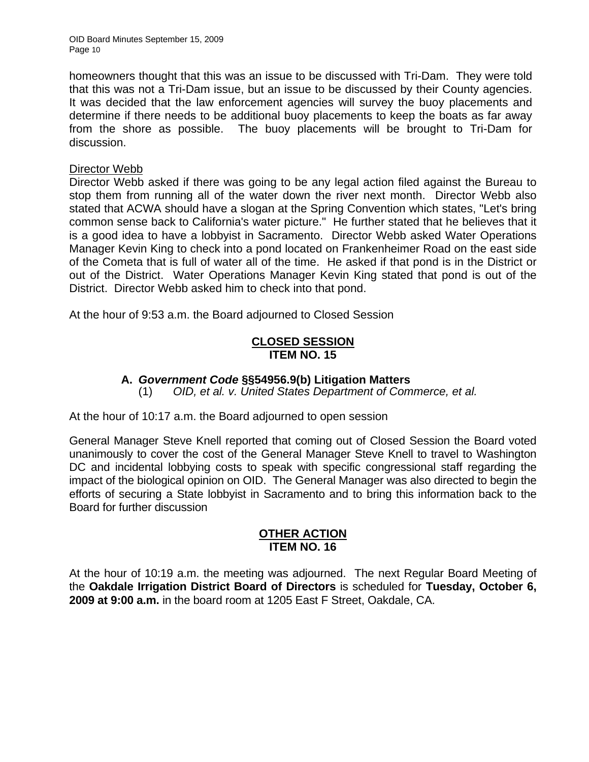homeowners thought that this was an issue to be discussed with Tri-Dam. They were told that this was not a Tri-Dam issue, but an issue to be discussed by their County agencies. It was decided that the law enforcement agencies will survey the buoy placements and determine if there needs to be additional buoy placements to keep the boats as far away from the shore as possible. The buoy placements will be brought to Tri-Dam for discussion.

Director Webb

Director Webb asked if there was going to be any legal action filed against the Bureau to stop them from running all of the water down the river next month. Director Webb also stated that ACWA should have a slogan at the Spring Convention which states, "Let's bring common sense back to California's water picture." He further stated that he believes that it is a good idea to have a lobbyist in Sacramento. Director Webb asked Water Operations Manager Kevin King to check into a pond located on Frankenheimer Road on the east side of the Cometa that is full of water all of the time. He asked if that pond is in the District or out of the District. Water Operations Manager Kevin King stated that pond is out of the District. Director Webb asked him to check into that pond.

At the hour of 9:53 a.m. the Board adjourned to Closed Session

**CLOSED SESSION**
**ITEM NO. 15**

**A. *Government Code* §§54956.9(b) Litigation Matters**
(1) *OID, et al. v. United States Department of Commerce, et al.*

At the hour of 10:17 a.m. the Board adjourned to open session

General Manager Steve Knell reported that coming out of Closed Session the Board voted unanimously to cover the cost of the General Manager Steve Knell to travel to Washington DC and incidental lobbying costs to speak with specific congressional staff regarding the impact of the biological opinion on OID. The General Manager was also directed to begin the efforts of securing a State lobbyist in Sacramento and to bring this information back to the Board for further discussion

**OTHER ACTION**
**ITEM NO. 16**

At the hour of 10:19 a.m. the meeting was adjourned. The next Regular Board Meeting of the **Oakdale Irrigation District Board of Directors** is scheduled for **Tuesday, October 6, 2009 at 9:00 a.m.** in the board room at 1205 East F Street, Oakdale, CA.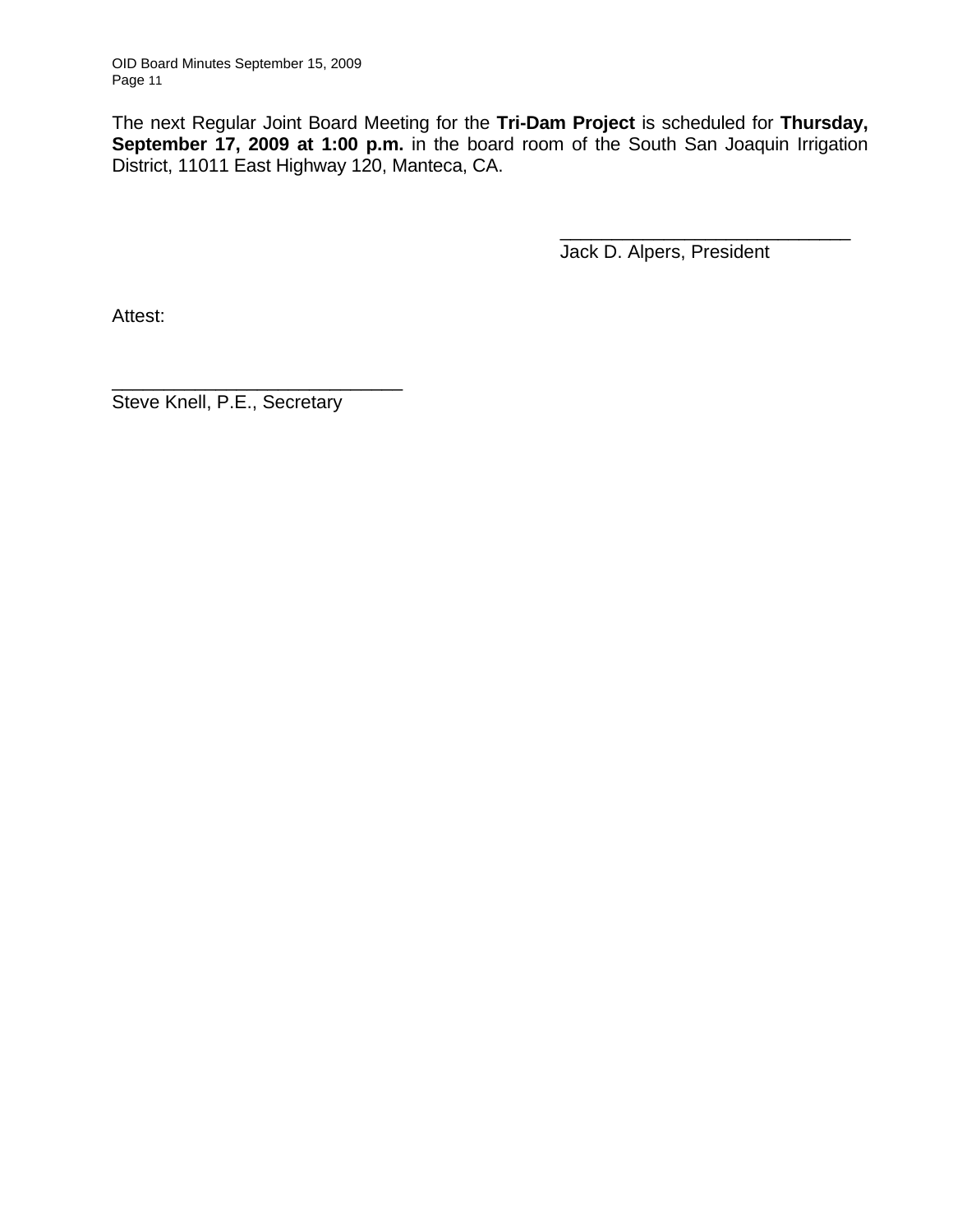The next Regular Joint Board Meeting for the **Tri-Dam Project** is scheduled for **Thursday, September 17, 2009 at 1:00 p.m.** in the board room of the South San Joaquin Irrigation District, 11011 East Highway 120, Manteca, CA.

\_\_\_\_\_\_\_\_\_\_\_\_\_\_\_\_\_\_\_\_\_\_\_\_\_\_\_\_
Jack D. Alpers, President

Attest:

\_\_\_\_\_\_\_\_\_\_\_\_\_\_\_\_\_\_\_\_\_\_\_\_\_\_\_\_
Steve Knell, P.E., Secretary